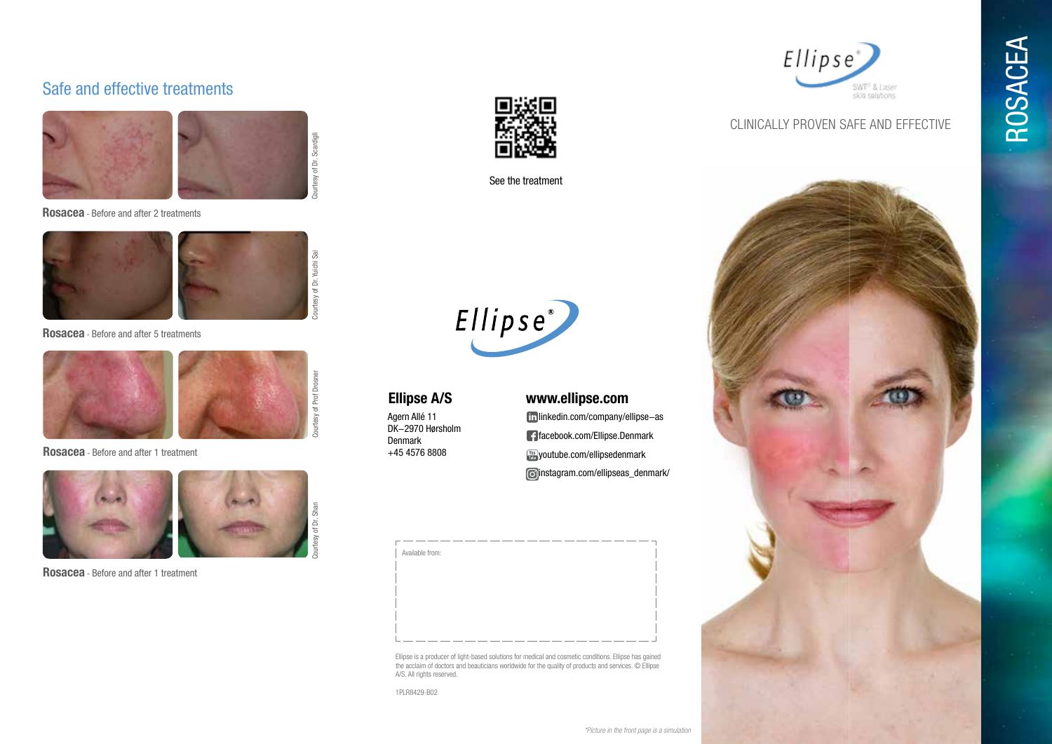## Safe and effective treatments

Courtesy of Dr. Scardigli

**Rosacea** - Before and after 2 treatments

Courtesy of Dr. Yuichi Sai

**Rosacea** - Before and after 5 treatments

Courtesy of Prof Drosner

**Rosacea** - Before and after 1 treatment

Courtesy of Dr. Shan

**Rosacea** - Before and after 1 treatment

See the treatment

Ellipse®

**Ellipse A/S**

Agern Allé 11
DK–2970 Hørsholm
Denmark
+45 4576 8808

**www.ellipse.com**

linkedin.com/company/ellipse–as
facebook.com/Ellipse.Denmark
youtube.com/ellipsedenmark
instagram.com/ellipseas_denmark/

Available from:

Ellipse is a producer of light-based solutions for medical and cosmetic conditions. Ellipse has gained the acclaim of doctors and beauticians worldwide for the quality of products and services. © Ellipse A/S. All rights reserved.

1PLR8429-B02

Ellipse® SWT® & Laser skin solutions

CLINICALLY PROVEN SAFE AND EFFECTIVE

# ROSACEA

*Picture in the front page is a simulation*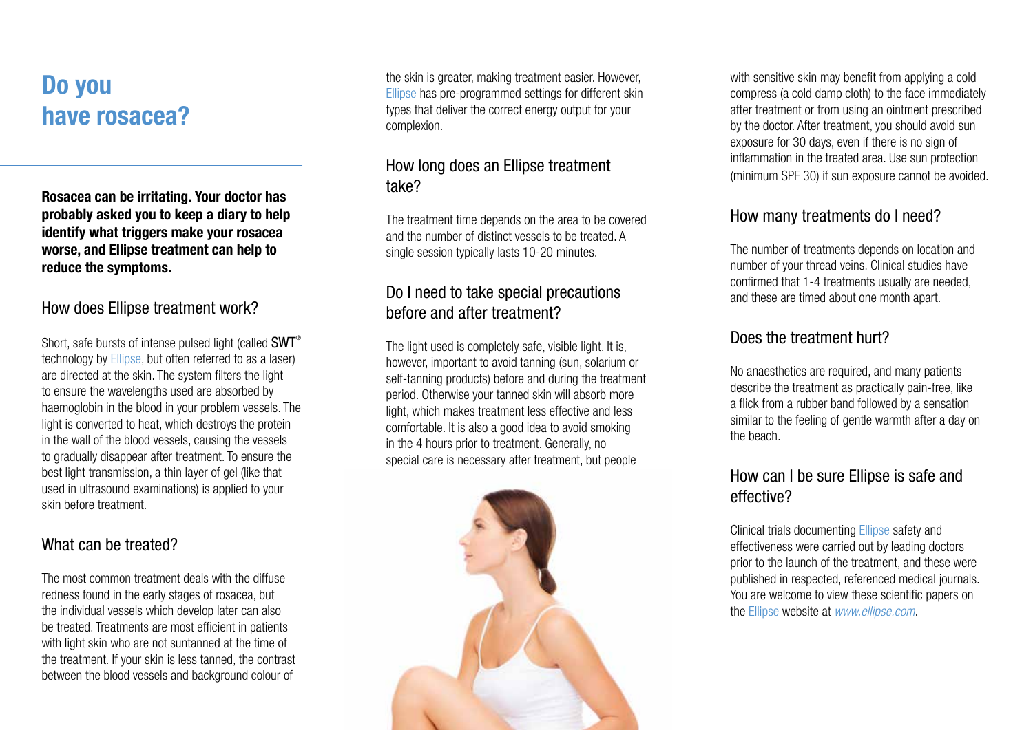# Do you have rosacea?

**Rosacea can be irritating. Your doctor has probably asked you to keep a diary to help identify what triggers make your rosacea worse, and Ellipse treatment can help to reduce the symptoms.**

## How does Ellipse treatment work?

Short, safe bursts of intense pulsed light (called SWT® technology by Ellipse, but often referred to as a laser) are directed at the skin. The system filters the light to ensure the wavelengths used are absorbed by haemoglobin in the blood in your problem vessels. The light is converted to heat, which destroys the protein in the wall of the blood vessels, causing the vessels to gradually disappear after treatment. To ensure the best light transmission, a thin layer of gel (like that used in ultrasound examinations) is applied to your skin before treatment.

## What can be treated?

The most common treatment deals with the diffuse redness found in the early stages of rosacea, but the individual vessels which develop later can also be treated. Treatments are most efficient in patients with light skin who are not suntanned at the time of the treatment. If your skin is less tanned, the contrast between the blood vessels and background colour of the skin is greater, making treatment easier. However, Ellipse has pre-programmed settings for different skin types that deliver the correct energy output for your complexion.

## How long does an Ellipse treatment take?

The treatment time depends on the area to be covered and the number of distinct vessels to be treated. A single session typically lasts 10-20 minutes.

## Do I need to take special precautions before and after treatment?

The light used is completely safe, visible light. It is, however, important to avoid tanning (sun, solarium or self-tanning products) before and during the treatment period. Otherwise your tanned skin will absorb more light, which makes treatment less effective and less comfortable. It is also a good idea to avoid smoking in the 4 hours prior to treatment. Generally, no special care is necessary after treatment, but people with sensitive skin may benefit from applying a cold compress (a cold damp cloth) to the face immediately after treatment or from using an ointment prescribed by the doctor. After treatment, you should avoid sun exposure for 30 days, even if there is no sign of inflammation in the treated area. Use sun protection (minimum SPF 30) if sun exposure cannot be avoided.

## How many treatments do I need?

The number of treatments depends on location and number of your thread veins. Clinical studies have confirmed that 1-4 treatments usually are needed, and these are timed about one month apart.

## Does the treatment hurt?

No anaesthetics are required, and many patients describe the treatment as practically pain-free, like a flick from a rubber band followed by a sensation similar to the feeling of gentle warmth after a day on the beach.

## How can I be sure Ellipse is safe and effective?

Clinical trials documenting Ellipse safety and effectiveness were carried out by leading doctors prior to the launch of the treatment, and these were published in respected, referenced medical journals. You are welcome to view these scientific papers on the Ellipse website at *www.ellipse.com*.